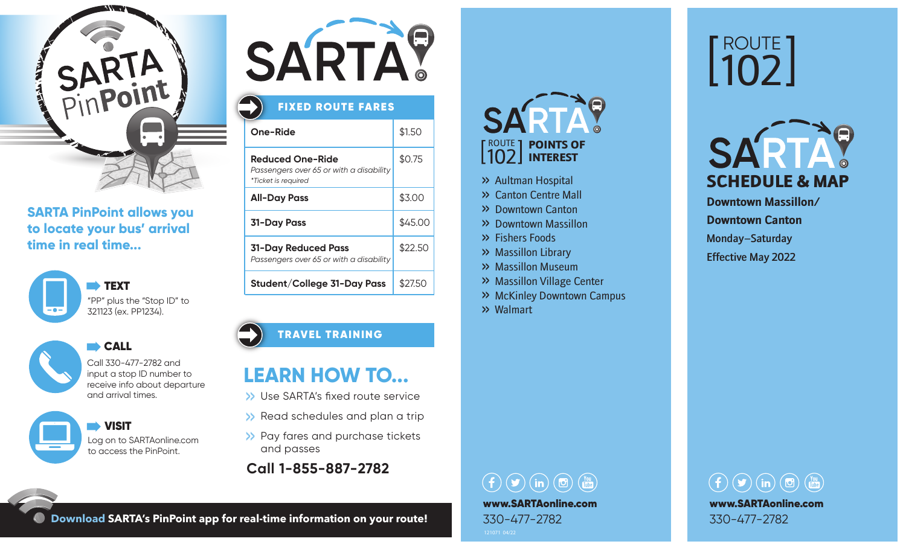# SARTA PinPoint

**SARTA PinPoint allows you to locate your bus' arrival time in real time...**

**TEXT**
"PP" plus the "Stop ID" to 321123 (ex. PP1234).

**CALL**
Call 330-477-2782 and input a stop ID number to receive info about departure and arrival times.

**VISIT**
Log on to SARTAonline.com to access the PinPoint.

**Download** SARTA's PinPoint app for real-time information on your route!

# SARTA

## FIXED ROUTE FARES

| Fare | Price |
| --- | --- |
| **One-Ride** | $1.50 |
| **Reduced One-Ride** *Passengers over 65 or with a disability* *\*Ticket is required* | $0.75 |
| **All-Day Pass** | $3.00 |
| **31-Day Pass** | $45.00 |
| **31-Day Reduced Pass** *Passengers over 65 or with a disability* | $22.50 |
| **Student/College 31-Day Pass** | $27.50 |

## TRAVEL TRAINING

## LEARN HOW TO...

- Use SARTA's fixed route service
- Read schedules and plan a trip
- Pay fares and purchase tickets and passes

**Call 1-855-887-2782**

# SARTA

## ROUTE 102 POINTS OF INTEREST

- Aultman Hospital
- Canton Centre Mall
- Downtown Canton
- Downtown Massillon
- Fishers Foods
- Massillon Library
- Massillon Museum
- Massillon Village Center
- McKinley Downtown Campus
- Walmart

**www.SARTAonline.com**
330-477-2782

121071 04/22

# ROUTE 102

# SARTA SCHEDULE & MAP

**Downtown Massillon/**
**Downtown Canton**
**Monday–Saturday**
**Effective May 2022**

**www.SARTAonline.com**
330-477-2782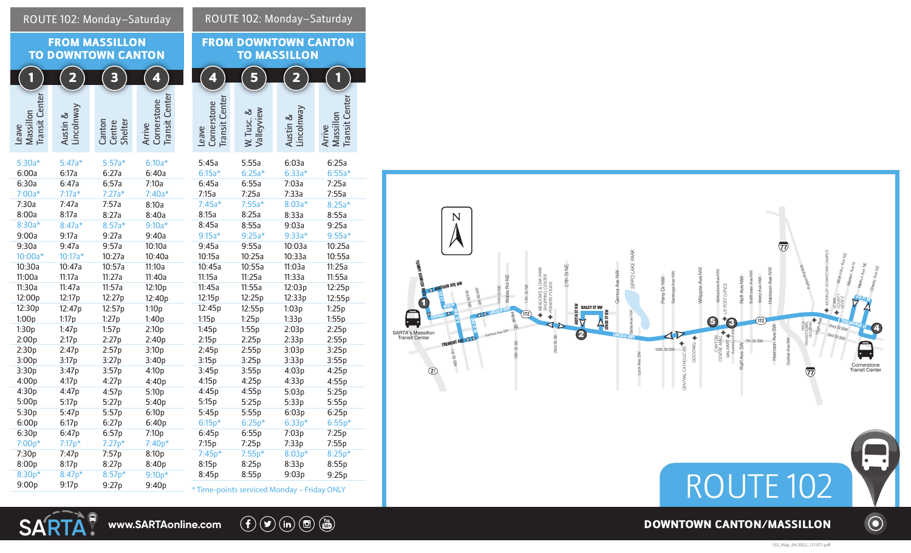## ROUTE 102: Monday–Saturday

### FROM MASSILLON TO DOWNTOWN CANTON

| 1 Leave Massillon Transit Center | 2 Austin & Lincolnway | 3 Canton Centre Shelter | 4 Arrive Cornerstone Transit Center |
|---|---|---|---|
| 5:30a* | 5:47a* | 5:57a* | 6:10a* |
| 6:00a | 6:17a | 6:27a | 6:40a |
| 6:30a | 6:47a | 6:57a | 7:10a |
| 7:00a* | 7:17a* | 7:27a* | 7:40a* |
| 7:30a | 7:47a | 7:57a | 8:10a |
| 8:00a | 8:17a | 8:27a | 8:40a |
| 8:30a* | 8:47a* | 8:57a* | 9:10a* |
| 9:00a | 9:17a | 9:27a | 9:40a |
| 9:30a | 9:47a | 9:57a | 10:10a |
| 10:00a* | 10:17a* | 10:27a | 10:40a |
| 10:30a | 10:47a | 10:57a | 11:10a |
| 11:00a | 11:17a | 11:27a | 11:40a |
| 11:30a | 11:47a | 11:57a | 12:10p |
| 12:00p | 12:17p | 12:27p | 12:40p |
| 12:30p | 12:47p | 12:57p | 1:10p |
| 1:00p | 1:17p | 1:27p | 1:40p |
| 1:30p | 1:47p | 1:57p | 2:10p |
| 2:00p | 2:17p | 2:27p | 2:40p |
| 2:30p | 2:47p | 2:57p | 3:10p |
| 3:00p | 3:17p | 3:27p | 3:40p |
| 3:30p | 3:47p | 3:57p | 4:10p |
| 4:00p | 4:17p | 4:27p | 4:40p |
| 4:30p | 4:47p | 4:57p | 5:10p |
| 5:00p | 5:17p | 5:27p | 5:40p |
| 5:30p | 5:47p | 5:57p | 6:10p |
| 6:00p | 6:17p | 6:27p | 6:40p |
| 6:30p | 6:47p | 6:57p | 7:10p |
| 7:00p* | 7:17p* | 7:27p* | 7:40p* |
| 7:30p | 7:47p | 7:57p | 8:10p |
| 8:00p | 8:17p | 8:27p | 8:40p |
| 8:30p* | 8:47p* | 8:57p* | 9:10p* |
| 9:00p | 9:17p | 9:27p | 9:40p |

## ROUTE 102: Monday–Saturday

### FROM DOWNTOWN CANTON TO MASSILLON

| 4 Leave Cornerstone Transit Center | 5 W. Tusc. & Valleyview | 2 Austin & Lincolnway | 1 Arrive Massillon Transit Center |
|---|---|---|---|
| 5:45a | 5:55a | 6:03a | 6:25a |
| 6:15a* | 6:25a* | 6:33a* | 6:55a* |
| 6:45a | 6:55a | 7:03a | 7:25a |
| 7:15a | 7:25a | 7:33a | 7:55a |
| 7:45a* | 7:55a* | 8:03a* | 8:25a* |
| 8:15a | 8:25a | 8:33a | 8:55a |
| 8:45a | 8:55a | 9:03a | 9:25a |
| 9:15a* | 9:25a* | 9:33a* | 9:55a* |
| 9:45a | 9:55a | 10:03a | 10:25a |
| 10:15a | 10:25a | 10:33a | 10:55a |
| 10:45a | 10:55a | 11:03a | 11:25a |
| 11:15a | 11:25a | 11:33a | 11:55a |
| 11:45a | 11:55a | 12:03p | 12:25p |
| 12:15p | 12:25p | 12:33p | 12:55p |
| 12:45p | 12:55p | 1:03p | 1:25p |
| 1:15p | 1:25p | 1:33p | 1:55p |
| 1:45p | 1:55p | 2:03p | 2:25p |
| 2:15p | 2:25p | 2:33p | 2:55p |
| 2:45p | 2:55p | 3:03p | 3:25p |
| 3:15p | 3:25p | 3:33p | 3:55p |
| 3:45p | 3:55p | 4:03p | 4:25p |
| 4:15p | 4:25p | 4:33p | 4:55p |
| 4:45p | 4:55p | 5:03p | 5:25p |
| 5:15p | 5:25p | 5:33p | 5:55p |
| 5:45p | 5:55p | 6:03p | 6:25p |
| 6:15p* | 6:25p* | 6:33p* | 6:55p* |
| 6:45p | 6:55p | 7:03p | 7:25p |
| 7:15p | 7:25p | 7:33p | 7:55p |
| 7:45p* | 7:55p* | 8:03p* | 8:25p* |
| 8:15p | 8:25p | 8:33p | 8:55p |
| 8:45p | 8:55p | 9:03p | 9:25p |

\* Time-points serviced Monday – Friday ONLY

SARTA's Massillon Transit Center

Cornerstone Transit Center

# ROUTE 102

www.SARTAonline.com

**DOWNTOWN CANTON/MASSILLON**